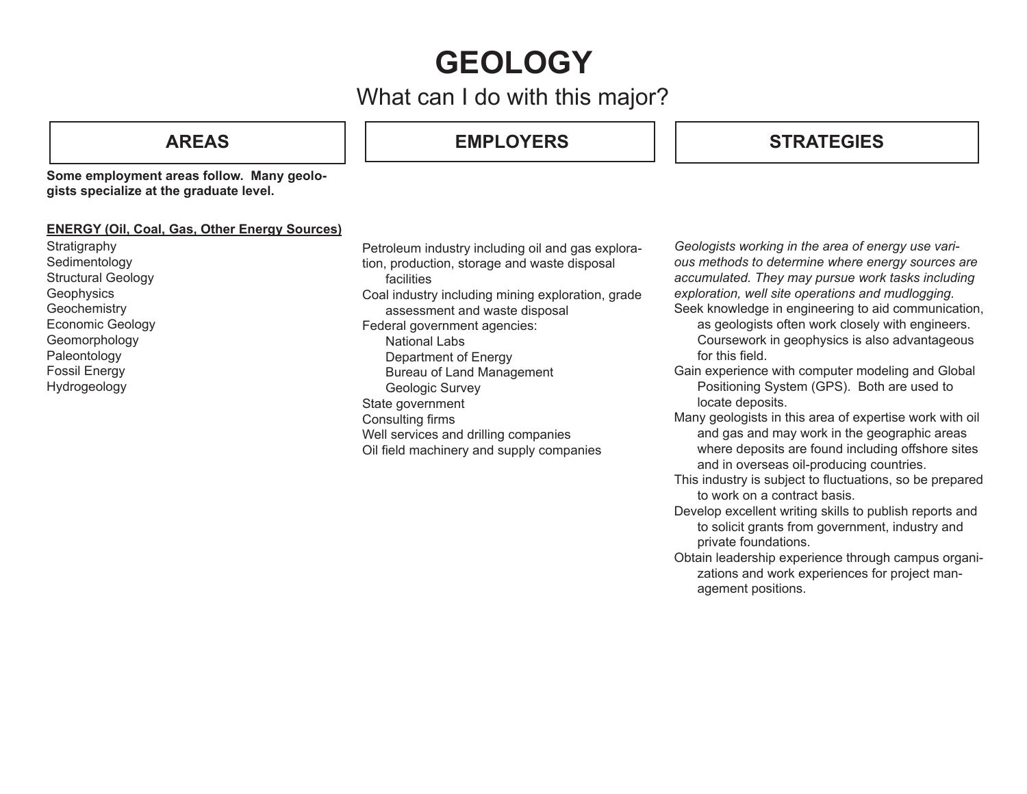# GEOLOGY

## What can I do with this major?

**AREAS**

**Some employment areas follow. Many geologists specialize at the graduate level.**

### ENERGY (Oil, Coal, Gas, Other Energy Sources)

Stratigraphy
Sedimentology
Structural Geology
Geophysics
Geochemistry
Economic Geology
Geomorphology
Paleontology
Fossil Energy
Hydrogeology

**EMPLOYERS**

- Petroleum industry including oil and gas exploration, production, storage and waste disposal facilities
- Coal industry including mining exploration, grade assessment and waste disposal
- Federal government agencies:
  - National Labs
  - Department of Energy
  - Bureau of Land Management
  - Geologic Survey
- State government
- Consulting firms
- Well services and drilling companies
- Oil field machinery and supply companies

**STRATEGIES**

*Geologists working in the area of energy use various methods to determine where energy sources are accumulated. They may pursue work tasks including exploration, well site operations and mudlogging.*

- Seek knowledge in engineering to aid communication, as geologists often work closely with engineers. Coursework in geophysics is also advantageous for this field.
- Gain experience with computer modeling and Global Positioning System (GPS). Both are used to locate deposits.
- Many geologists in this area of expertise work with oil and gas and may work in the geographic areas where deposits are found including offshore sites and in overseas oil-producing countries.
- This industry is subject to fluctuations, so be prepared to work on a contract basis.
- Develop excellent writing skills to publish reports and to solicit grants from government, industry and private foundations.
- Obtain leadership experience through campus organizations and work experiences for project management positions.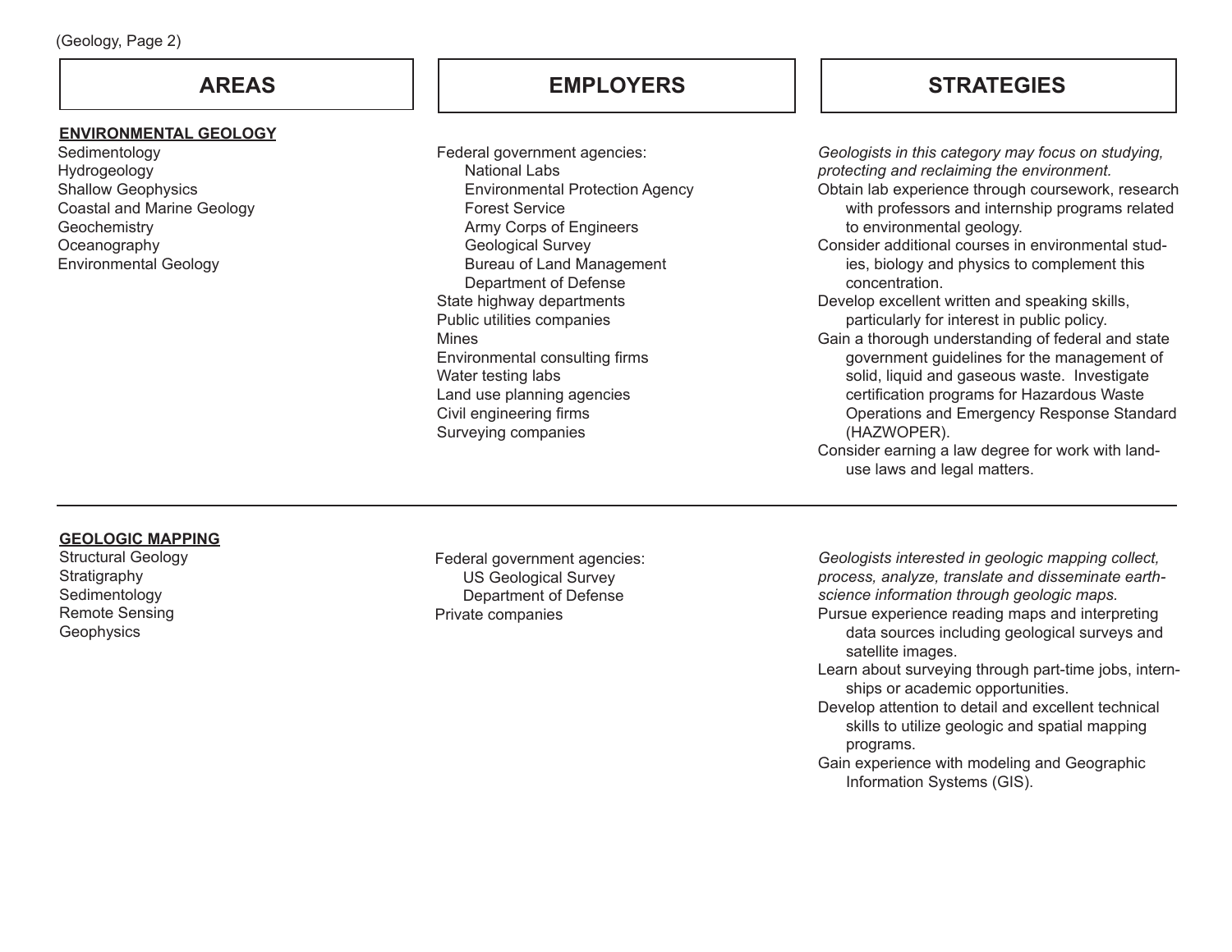(Geology, Page 2)

| AREAS | EMPLOYERS | STRATEGIES |
| --- | --- | --- |
| **ENVIRONMENTAL GEOLOGY**<br>Sedimentology<br>Hydrogeology<br>Shallow Geophysics<br>Coastal and Marine Geology<br>Geochemistry<br>Oceanography<br>Environmental Geology | Federal government agencies:<br>National Labs<br>Environmental Protection Agency<br>Forest Service<br>Army Corps of Engineers<br>Geological Survey<br>Bureau of Land Management<br>Department of Defense<br>State highway departments<br>Public utilities companies<br>Mines<br>Environmental consulting firms<br>Water testing labs<br>Land use planning agencies<br>Civil engineering firms<br>Surveying companies | *Geologists in this category may focus on studying, protecting and reclaiming the environment.*<br>Obtain lab experience through coursework, research with professors and internship programs related to environmental geology.<br>Consider additional courses in environmental studies, biology and physics to complement this concentration.<br>Develop excellent written and speaking skills, particularly for interest in public policy.<br>Gain a thorough understanding of federal and state government guidelines for the management of solid, liquid and gaseous waste. Investigate certification programs for Hazardous Waste Operations and Emergency Response Standard (HAZWOPER).<br>Consider earning a law degree for work with land-use laws and legal matters. |
| **GEOLOGIC MAPPING**<br>Structural Geology<br>Stratigraphy<br>Sedimentology<br>Remote Sensing<br>Geophysics | Federal government agencies:<br>US Geological Survey<br>Department of Defense<br>Private companies | *Geologists interested in geologic mapping collect, process, analyze, translate and disseminate earth-science information through geologic maps.*<br>Pursue experience reading maps and interpreting data sources including geological surveys and satellite images.<br>Learn about surveying through part-time jobs, internships or academic opportunities.<br>Develop attention to detail and excellent technical skills to utilize geologic and spatial mapping programs.<br>Gain experience with modeling and Geographic Information Systems (GIS). |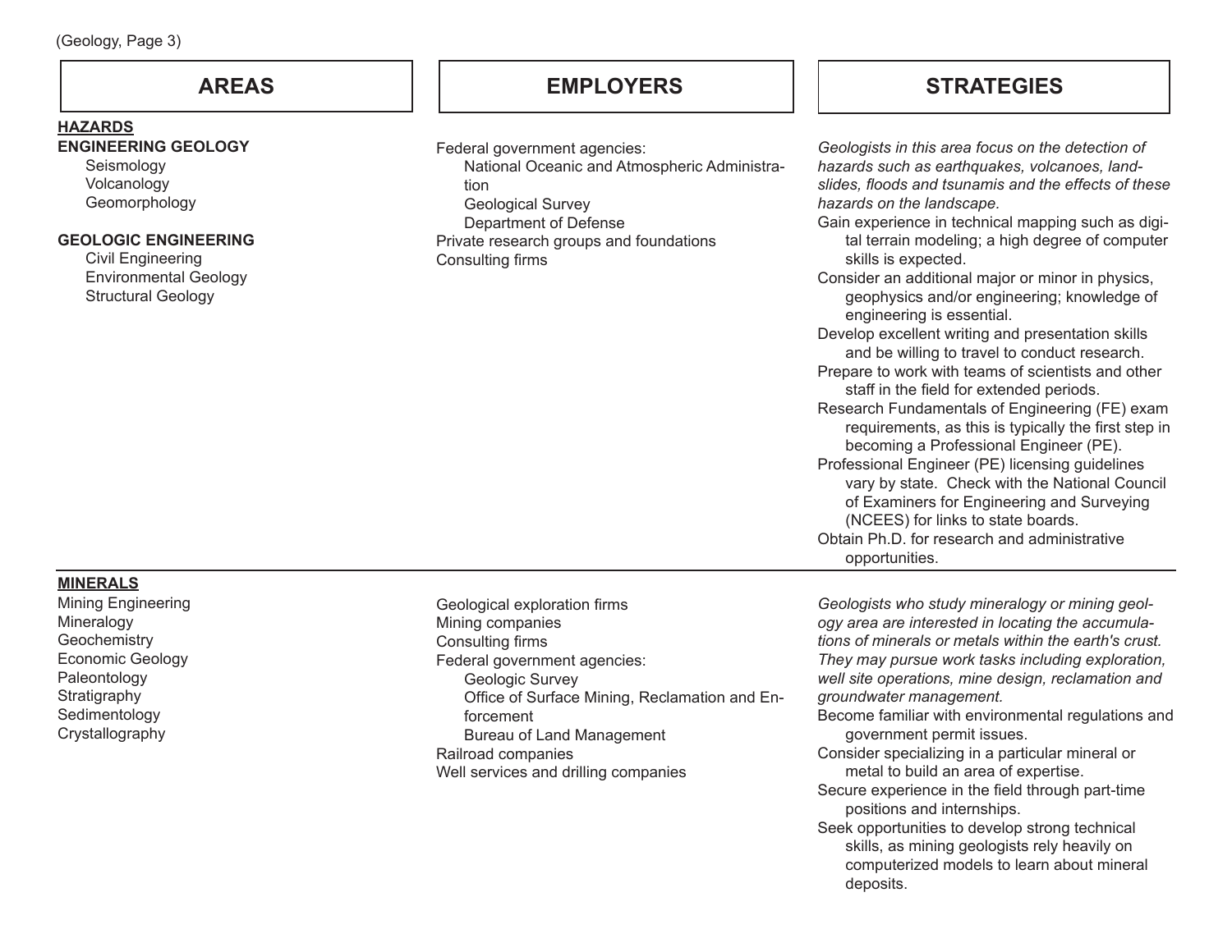| AREAS | EMPLOYERS | STRATEGIES |
|---|---|---|
| **HAZARDS**<br>**ENGINEERING GEOLOGY**<br>Seismology<br>Volcanology<br>Geomorphology<br><br>**GEOLOGIC ENGINEERING**<br>Civil Engineering<br>Environmental Geology<br>Structural Geology | Federal government agencies:<br>National Oceanic and Atmospheric Administration<br>Geological Survey<br>Department of Defense<br>Private research groups and foundations<br>Consulting firms | *Geologists in this area focus on the detection of hazards such as earthquakes, volcanoes, landslides, floods and tsunamis and the effects of these hazards on the landscape.*<br>Gain experience in technical mapping such as digital terrain modeling; a high degree of computer skills is expected.<br>Consider an additional major or minor in physics, geophysics and/or engineering; knowledge of engineering is essential.<br>Develop excellent writing and presentation skills and be willing to travel to conduct research.<br>Prepare to work with teams of scientists and other staff in the field for extended periods.<br>Research Fundamentals of Engineering (FE) exam requirements, as this is typically the first step in becoming a Professional Engineer (PE).<br>Professional Engineer (PE) licensing guidelines vary by state. Check with the National Council of Examiners for Engineering and Surveying (NCEES) for links to state boards.<br>Obtain Ph.D. for research and administrative opportunities. |
| **MINERALS**<br>Mining Engineering<br>Mineralogy<br>Geochemistry<br>Economic Geology<br>Paleontology<br>Stratigraphy<br>Sedimentology<br>Crystallography | Geological exploration firms<br>Mining companies<br>Consulting firms<br>Federal government agencies:<br>Geologic Survey<br>Office of Surface Mining, Reclamation and Enforcement<br>Bureau of Land Management<br>Railroad companies<br>Well services and drilling companies | *Geologists who study mineralogy or mining geology area are interested in locating the accumulations of minerals or metals within the earth's crust. They may pursue work tasks including exploration, well site operations, mine design, reclamation and groundwater management.*<br>Become familiar with environmental regulations and government permit issues.<br>Consider specializing in a particular mineral or metal to build an area of expertise.<br>Secure experience in the field through part-time positions and internships.<br>Seek opportunities to develop strong technical skills, as mining geologists rely heavily on computerized models to learn about mineral deposits. |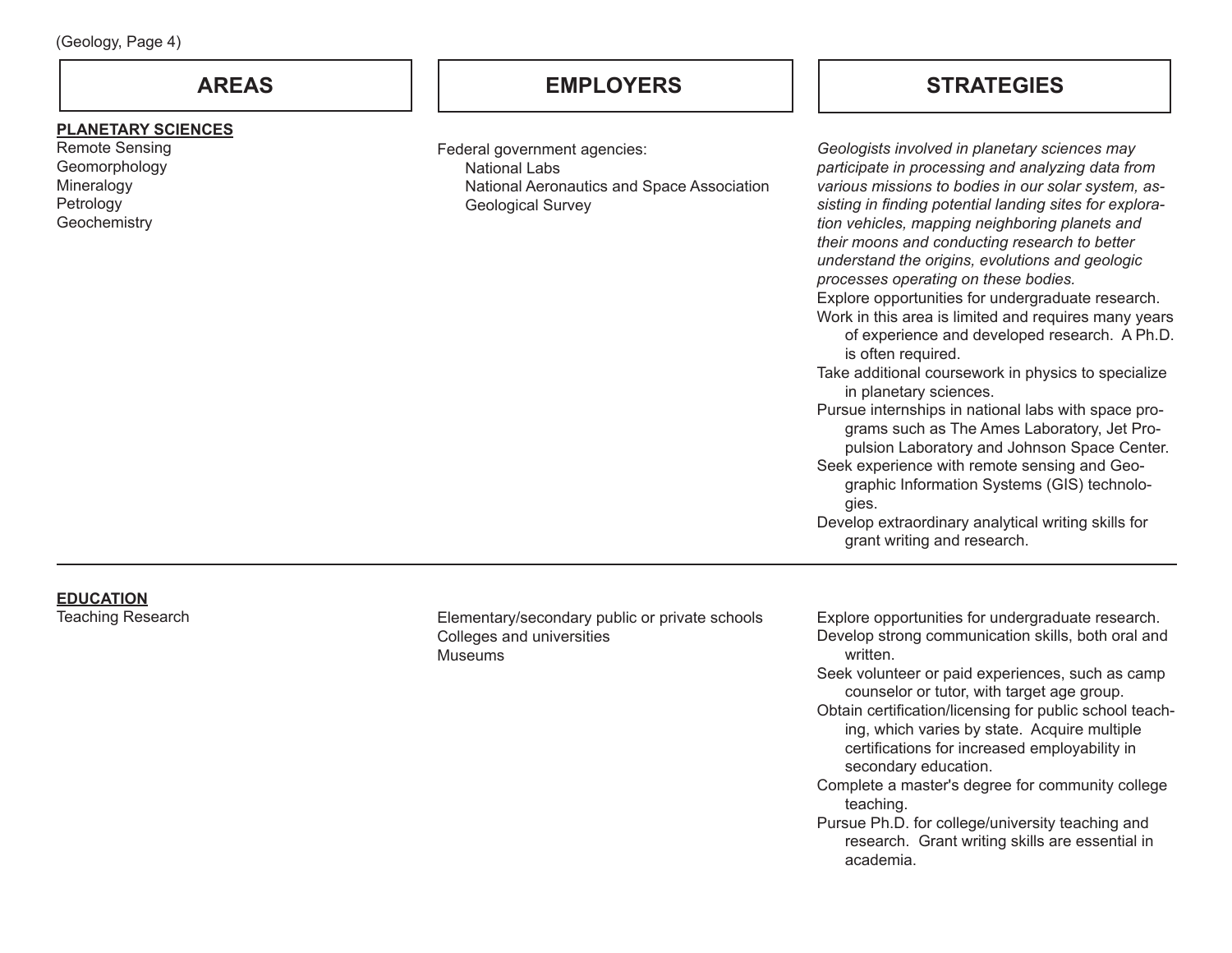| AREAS | EMPLOYERS | STRATEGIES |
| --- | --- | --- |
| **PLANETARY SCIENCES**<br>Remote Sensing<br>Geomorphology<br>Mineralogy<br>Petrology<br>Geochemistry | Federal government agencies:<br>National Labs<br>National Aeronautics and Space Association<br>Geological Survey | *Geologists involved in planetary sciences may participate in processing and analyzing data from various missions to bodies in our solar system, assisting in finding potential landing sites for exploration vehicles, mapping neighboring planets and their moons and conducting research to better understand the origins, evolutions and geologic processes operating on these bodies.*<br>Explore opportunities for undergraduate research.<br>Work in this area is limited and requires many years of experience and developed research. A Ph.D. is often required.<br>Take additional coursework in physics to specialize in planetary sciences.<br>Pursue internships in national labs with space programs such as The Ames Laboratory, Jet Propulsion Laboratory and Johnson Space Center.<br>Seek experience with remote sensing and Geographic Information Systems (GIS) technologies.<br>Develop extraordinary analytical writing skills for grant writing and research. |
| **EDUCATION**<br>Teaching Research | Elementary/secondary public or private schools<br>Colleges and universities<br>Museums | Explore opportunities for undergraduate research.<br>Develop strong communication skills, both oral and written.<br>Seek volunteer or paid experiences, such as camp counselor or tutor, with target age group.<br>Obtain certification/licensing for public school teaching, which varies by state. Acquire multiple certifications for increased employability in secondary education.<br>Complete a master's degree for community college teaching.<br>Pursue Ph.D. for college/university teaching and research. Grant writing skills are essential in academia. |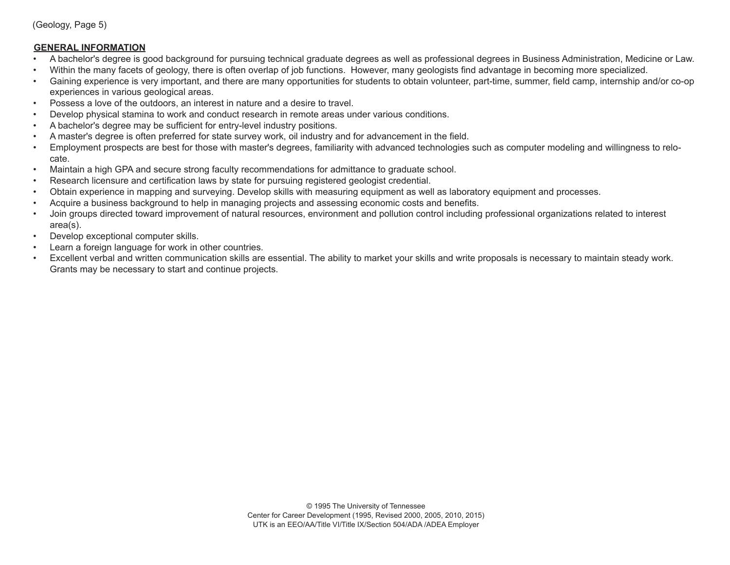## GENERAL INFORMATION

- A bachelor's degree is good background for pursuing technical graduate degrees as well as professional degrees in Business Administration, Medicine or Law.
- Within the many facets of geology, there is often overlap of job functions. However, many geologists find advantage in becoming more specialized.
- Gaining experience is very important, and there are many opportunities for students to obtain volunteer, part-time, summer, field camp, internship and/or co-op experiences in various geological areas.
- Possess a love of the outdoors, an interest in nature and a desire to travel.
- Develop physical stamina to work and conduct research in remote areas under various conditions.
- A bachelor's degree may be sufficient for entry-level industry positions.
- A master's degree is often preferred for state survey work, oil industry and for advancement in the field.
- Employment prospects are best for those with master's degrees, familiarity with advanced technologies such as computer modeling and willingness to relocate.
- Maintain a high GPA and secure strong faculty recommendations for admittance to graduate school.
- Research licensure and certification laws by state for pursuing registered geologist credential.
- Obtain experience in mapping and surveying. Develop skills with measuring equipment as well as laboratory equipment and processes.
- Acquire a business background to help in managing projects and assessing economic costs and benefits.
- Join groups directed toward improvement of natural resources, environment and pollution control including professional organizations related to interest area(s).
- Develop exceptional computer skills.
- Learn a foreign language for work in other countries.
- Excellent verbal and written communication skills are essential. The ability to market your skills and write proposals is necessary to maintain steady work. Grants may be necessary to start and continue projects.

© 1995 The University of Tennessee
Center for Career Development (1995, Revised 2000, 2005, 2010, 2015)
UTK is an EEO/AA/Title VI/Title IX/Section 504/ADA /ADEA Employer